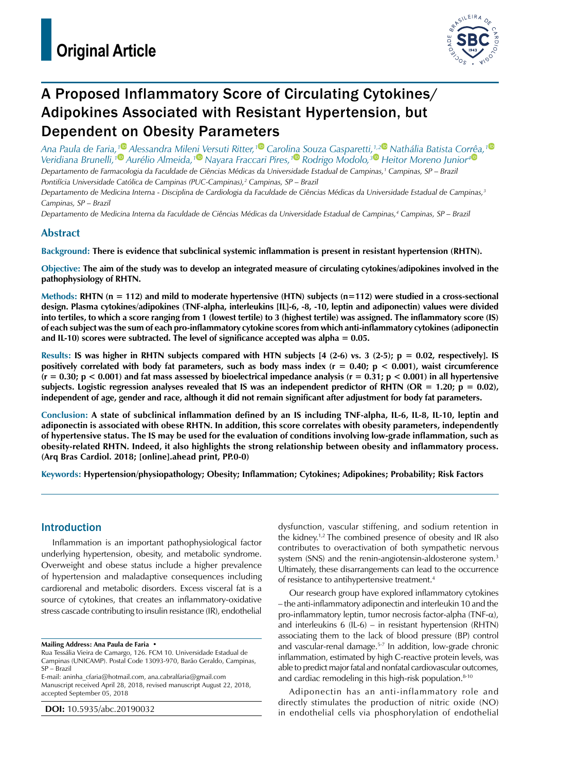# Original Article

# A Proposed Inflammatory Score of Circulating Cytokines/ Adipokines Associated with Resistant Hypertension, but Dependent on Obesity Parameters

*Ana Paula de Faria,[1] Alessandra Mileni Versuti Ritter,[1] Carolina Souza Gasparetti,[1,2] Nathália Batista Corrêa,[1] Veridiana Brunelli,[1] Aurélio Almeida,[1] Nayara Fraccari Pires,[1] Rodrigo Modolo,[3] Heitor Moreno Junior[4]*

*Departamento de Farmacologia da Faculdade de Ciências Médicas da Universidade Estadual de Campinas,[1] Campinas, SP – Brazil*
*Pontifícia Universidade Católica de Campinas (PUC-Campinas),[2] Campinas, SP – Brazil*
*Departamento de Medicina Interna - Disciplina de Cardiologia da Faculdade de Ciências Médicas da Universidade Estadual de Campinas,[3] Campinas, SP – Brazil*
*Departamento de Medicina Interna da Faculdade de Ciências Médicas da Universidade Estadual de Campinas,[4] Campinas, SP – Brazil*

## Abstract

**Background:** **There is evidence that subclinical systemic inflammation is present in resistant hypertension (RHTN).**

**Objective:** **The aim of the study was to develop an integrated measure of circulating cytokines/adipokines involved in the pathophysiology of RHTN.**

**Methods:** **RHTN (n = 112) and mild to moderate hypertensive (HTN) subjects (n=112) were studied in a cross-sectional design. Plasma cytokines/adipokines (TNF-alpha, interleukins [IL]-6, -8, -10, leptin and adiponectin) values were divided into tertiles, to which a score ranging from 1 (lowest tertile) to 3 (highest tertile) was assigned. The inflammatory score (IS) of each subject was the sum of each pro-inflammatory cytokine scores from which anti-inflammatory cytokines (adiponectin and IL-10) scores were subtracted. The level of significance accepted was alpha = 0.05.**

**Results:** **IS was higher in RHTN subjects compared with HTN subjects [4 (2-6) vs. 3 (2-5); p = 0.02, respectively]. IS positively correlated with body fat parameters, such as body mass index (r = 0.40; p < 0.001), waist circumference (r = 0.30; p < 0.001) and fat mass assessed by bioelectrical impedance analysis (r = 0.31; p < 0.001) in all hypertensive subjects. Logistic regression analyses revealed that IS was an independent predictor of RHTN (OR = 1.20; p = 0.02), independent of age, gender and race, although it did not remain significant after adjustment for body fat parameters.**

**Conclusion:** **A state of subclinical inflammation defined by an IS including TNF-alpha, IL-6, IL-8, IL-10, leptin and adiponectin is associated with obese RHTN. In addition, this score correlates with obesity parameters, independently of hypertensive status. The IS may be used for the evaluation of conditions involving low-grade inflammation, such as obesity-related RHTN. Indeed, it also highlights the strong relationship between obesity and inflammatory process. (Arq Bras Cardiol. 2018; [online].ahead print, PP.0-0)**

**Keywords:** **Hypertension/physiopathology; Obesity; Inflammation; Cytokines; Adipokines; Probability; Risk Factors**

## Introduction

Inflammation is an important pathophysiological factor underlying hypertension, obesity, and metabolic syndrome. Overweight and obese status include a higher prevalence of hypertension and maladaptive consequences including cardiorenal and metabolic disorders. Excess visceral fat is a source of cytokines, that creates an inflammatory-oxidative stress cascade contributing to insulin resistance (IR), endothelial dysfunction, vascular stiffening, and sodium retention in the kidney.[1,2] The combined presence of obesity and IR also contributes to overactivation of both sympathetic nervous system (SNS) and the renin-angiotensin-aldosterone system.[3] Ultimately, these disarrangements can lead to the occurrence of resistance to antihypertensive treatment.[4]

Our research group have explored inflammatory cytokines – the anti-inflammatory adiponectin and interleukin 10 and the pro-inflammatory leptin, tumor necrosis factor-alpha (TNF-α), and interleukins 6 (IL-6) – in resistant hypertension (RHTN) associating them to the lack of blood pressure (BP) control and vascular-renal damage.[5-7] In addition, low-grade chronic inflammation, estimated by high C-reactive protein levels, was able to predict major fatal and nonfatal cardiovascular outcomes, and cardiac remodeling in this high-risk population.[8-10]

Adiponectin has an anti-inflammatory role and directly stimulates the production of nitric oxide (NO) in endothelial cells via phosphorylation of endothelial

**Mailing Address: Ana Paula de Faria •**
Rua Tessália Vieira de Camargo, 126. FCM 10. Universidade Estadual de Campinas (UNICAMP). Postal Code 13093-970, Barão Geraldo, Campinas, SP – Brazil
E-mail: aninha_cfaria@hotmail.com, ana.cabralfaria@gmail.com
Manuscript received April 28, 2018, revised manuscript August 22, 2018, accepted September 05, 2018

**DOI:** 10.5935/abc.20190032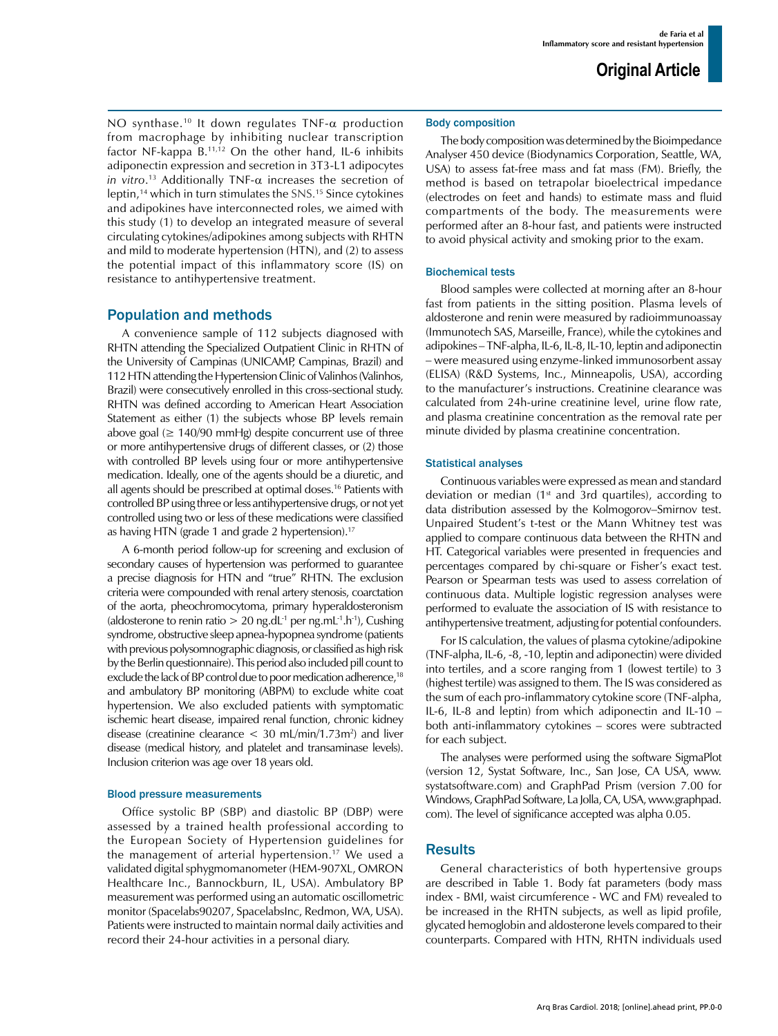NO synthase.[10] It down regulates TNF-α production from macrophage by inhibiting nuclear transcription factor NF-kappa B.[11,12] On the other hand, IL-6 inhibits adiponectin expression and secretion in 3T3-L1 adipocytes *in vitro*.[13] Additionally TNF-α increases the secretion of leptin,[14] which in turn stimulates the SNS.[15] Since cytokines and adipokines have interconnected roles, we aimed with this study (1) to develop an integrated measure of several circulating cytokines/adipokines among subjects with RHTN and mild to moderate hypertension (HTN), and (2) to assess the potential impact of this inflammatory score (IS) on resistance to antihypertensive treatment.

## Population and methods

A convenience sample of 112 subjects diagnosed with RHTN attending the Specialized Outpatient Clinic in RHTN of the University of Campinas (UNICAMP, Campinas, Brazil) and 112 HTN attending the Hypertension Clinic of Valinhos (Valinhos, Brazil) were consecutively enrolled in this cross-sectional study. RHTN was defined according to American Heart Association Statement as either (1) the subjects whose BP levels remain above goal (≥ 140/90 mmHg) despite concurrent use of three or more antihypertensive drugs of different classes, or (2) those with controlled BP levels using four or more antihypertensive medication. Ideally, one of the agents should be a diuretic, and all agents should be prescribed at optimal doses.[16] Patients with controlled BP using three or less antihypertensive drugs, or not yet controlled using two or less of these medications were classified as having HTN (grade 1 and grade 2 hypertension).[17]

A 6-month period follow-up for screening and exclusion of secondary causes of hypertension was performed to guarantee a precise diagnosis for HTN and "true" RHTN. The exclusion criteria were compounded with renal artery stenosis, coarctation of the aorta, pheochromocytoma, primary hyperaldosteronism (aldosterone to renin ratio > 20 ng.dL$^{-1}$ per ng.mL$^{-1}$.h$^{-1}$), Cushing syndrome, obstructive sleep apnea-hypopnea syndrome (patients with previous polysomnographic diagnosis, or classified as high risk by the Berlin questionnaire). This period also included pill count to exclude the lack of BP control due to poor medication adherence,[18] and ambulatory BP monitoring (ABPM) to exclude white coat hypertension. We also excluded patients with symptomatic ischemic heart disease, impaired renal function, chronic kidney disease (creatinine clearance < 30 mL/min/1.73m$^2$) and liver disease (medical history, and platelet and transaminase levels). Inclusion criterion was age over 18 years old.

### Blood pressure measurements

Office systolic BP (SBP) and diastolic BP (DBP) were assessed by a trained health professional according to the European Society of Hypertension guidelines for the management of arterial hypertension.[17] We used a validated digital sphygmomanometer (HEM-907XL, OMRON Healthcare Inc., Bannockburn, IL, USA). Ambulatory BP measurement was performed using an automatic oscillometric monitor (Spacelabs90207, SpacelabsInc, Redmon, WA, USA). Patients were instructed to maintain normal daily activities and record their 24-hour activities in a personal diary.

### Body composition

The body composition was determined by the Bioimpedance Analyser 450 device (Biodynamics Corporation, Seattle, WA, USA) to assess fat-free mass and fat mass (FM). Briefly, the method is based on tetrapolar bioelectrical impedance (electrodes on feet and hands) to estimate mass and fluid compartments of the body. The measurements were performed after an 8-hour fast, and patients were instructed to avoid physical activity and smoking prior to the exam.

### Biochemical tests

Blood samples were collected at morning after an 8-hour fast from patients in the sitting position. Plasma levels of aldosterone and renin were measured by radioimmunoassay (Immunotech SAS, Marseille, France), while the cytokines and adipokines – TNF-alpha, IL-6, IL-8, IL-10, leptin and adiponectin – were measured using enzyme-linked immunosorbent assay (ELISA) (R&D Systems, Inc., Minneapolis, USA), according to the manufacturer's instructions. Creatinine clearance was calculated from 24h-urine creatinine level, urine flow rate, and plasma creatinine concentration as the removal rate per minute divided by plasma creatinine concentration.

### Statistical analyses

Continuous variables were expressed as mean and standard deviation or median (1st and 3rd quartiles), according to data distribution assessed by the Kolmogorov–Smirnov test. Unpaired Student's t-test or the Mann Whitney test was applied to compare continuous data between the RHTN and HT. Categorical variables were presented in frequencies and percentages compared by chi-square or Fisher's exact test. Pearson or Spearman tests was used to assess correlation of continuous data. Multiple logistic regression analyses were performed to evaluate the association of IS with resistance to antihypertensive treatment, adjusting for potential confounders.

For IS calculation, the values of plasma cytokine/adipokine (TNF-alpha, IL-6, -8, -10, leptin and adiponectin) were divided into tertiles, and a score ranging from 1 (lowest tertile) to 3 (highest tertile) was assigned to them. The IS was considered as the sum of each pro-inflammatory cytokine score (TNF-alpha, IL-6, IL-8 and leptin) from which adiponectin and IL-10 – both anti-inflammatory cytokines – scores were subtracted for each subject.

The analyses were performed using the software SigmaPlot (version 12, Systat Software, Inc., San Jose, CA USA, www.systatsoftware.com) and GraphPad Prism (version 7.00 for Windows, GraphPad Software, La Jolla, CA, USA, www.graphpad.com). The level of significance accepted was alpha 0.05.

## Results

General characteristics of both hypertensive groups are described in Table 1. Body fat parameters (body mass index - BMI, waist circumference - WC and FM) revealed to be increased in the RHTN subjects, as well as lipid profile, glycated hemoglobin and aldosterone levels compared to their counterparts. Compared with HTN, RHTN individuals used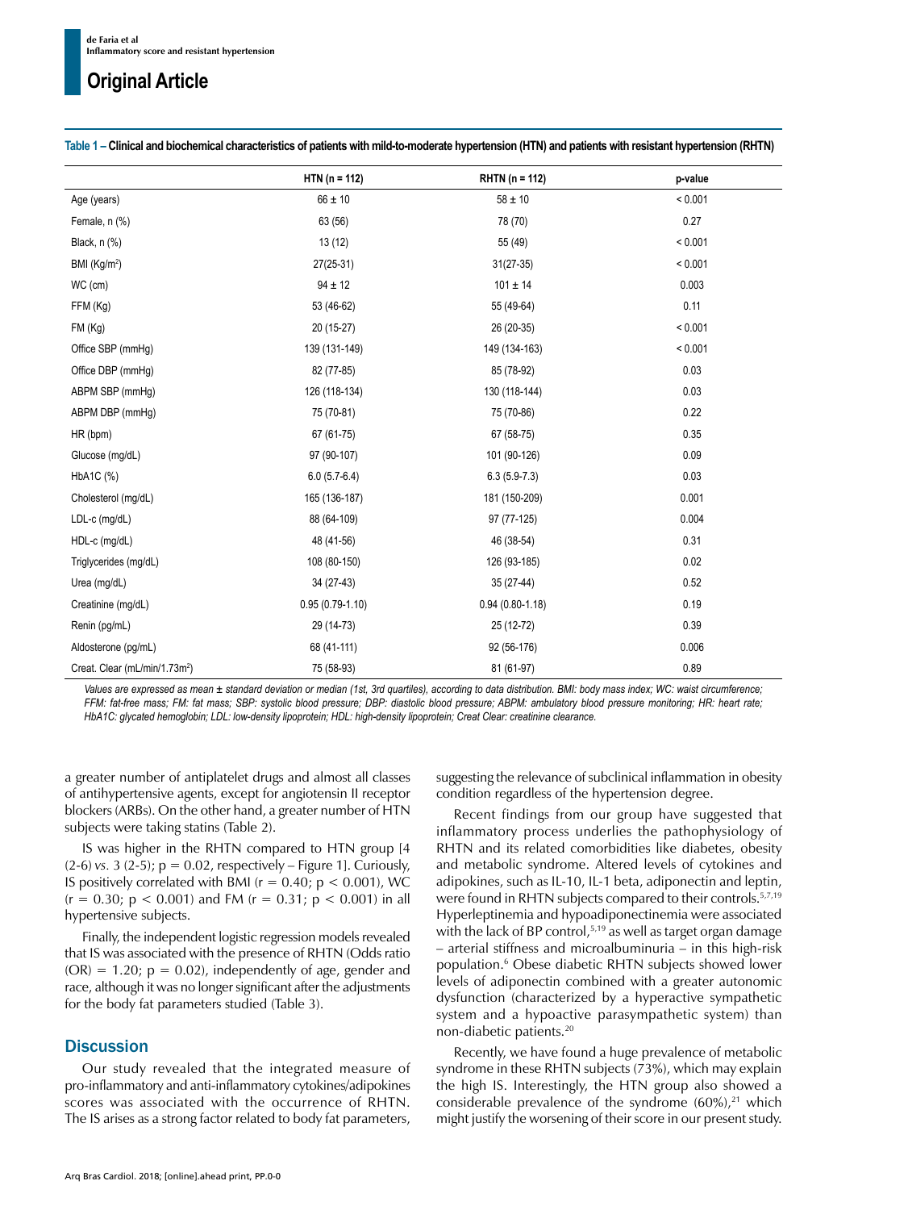**Table 1 – Clinical and biochemical characteristics of patients with mild-to-moderate hypertension (HTN) and patients with resistant hypertension (RHTN)**

| | HTN (n = 112) | RHTN (n = 112) | p-value |
|---|---|---|---|
| Age (years) | 66 ± 10 | 58 ± 10 | < 0.001 |
| Female, n (%) | 63 (56) | 78 (70) | 0.27 |
| Black, n (%) | 13 (12) | 55 (49) | < 0.001 |
| BMI (Kg/m$^2$) | 27(25-31) | 31(27-35) | < 0.001 |
| WC (cm) | 94 ± 12 | 101 ± 14 | 0.003 |
| FFM (Kg) | 53 (46-62) | 55 (49-64) | 0.11 |
| FM (Kg) | 20 (15-27) | 26 (20-35) | < 0.001 |
| Office SBP (mmHg) | 139 (131-149) | 149 (134-163) | < 0.001 |
| Office DBP (mmHg) | 82 (77-85) | 85 (78-92) | 0.03 |
| ABPM SBP (mmHg) | 126 (118-134) | 130 (118-144) | 0.03 |
| ABPM DBP (mmHg) | 75 (70-81) | 75 (70-86) | 0.22 |
| HR (bpm) | 67 (61-75) | 67 (58-75) | 0.35 |
| Glucose (mg/dL) | 97 (90-107) | 101 (90-126) | 0.09 |
| HbA1C (%) | 6.0 (5.7-6.4) | 6.3 (5.9-7.3) | 0.03 |
| Cholesterol (mg/dL) | 165 (136-187) | 181 (150-209) | 0.001 |
| LDL-c (mg/dL) | 88 (64-109) | 97 (77-125) | 0.004 |
| HDL-c (mg/dL) | 48 (41-56) | 46 (38-54) | 0.31 |
| Triglycerides (mg/dL) | 108 (80-150) | 126 (93-185) | 0.02 |
| Urea (mg/dL) | 34 (27-43) | 35 (27-44) | 0.52 |
| Creatinine (mg/dL) | 0.95 (0.79-1.10) | 0.94 (0.80-1.18) | 0.19 |
| Renin (pg/mL) | 29 (14-73) | 25 (12-72) | 0.39 |
| Aldosterone (pg/mL) | 68 (41-111) | 92 (56-176) | 0.006 |
| Creat. Clear (mL/min/1.73m$^2$) | 75 (58-93) | 81 (61-97) | 0.89 |

*Values are expressed as mean ± standard deviation or median (1st, 3rd quartiles), according to data distribution. BMI: body mass index; WC: waist circumference; FFM: fat-free mass; FM: fat mass; SBP: systolic blood pressure; DBP: diastolic blood pressure; ABPM: ambulatory blood pressure monitoring; HR: heart rate; HbA1C: glycated hemoglobin; LDL: low-density lipoprotein; HDL: high-density lipoprotein; Creat Clear: creatinine clearance.*

a greater number of antiplatelet drugs and almost all classes of antihypertensive agents, except for angiotensin II receptor blockers (ARBs). On the other hand, a greater number of HTN subjects were taking statins (Table 2).

IS was higher in the RHTN compared to HTN group [4 (2-6) *vs.* 3 (2-5); $p = 0.02$, respectively – Figure 1]. Curiously, IS positively correlated with BMI ($r = 0.40$; $p < 0.001$), WC ($r = 0.30$; $p < 0.001$) and FM ($r = 0.31$; $p < 0.001$) in all hypertensive subjects.

Finally, the independent logistic regression models revealed that IS was associated with the presence of RHTN (Odds ratio (OR) = 1.20; $p = 0.02$), independently of age, gender and race, although it was no longer significant after the adjustments for the body fat parameters studied (Table 3).

## Discussion

Our study revealed that the integrated measure of pro-inflammatory and anti-inflammatory cytokines/adipokines scores was associated with the occurrence of RHTN. The IS arises as a strong factor related to body fat parameters, suggesting the relevance of subclinical inflammation in obesity condition regardless of the hypertension degree.

Recent findings from our group have suggested that inflammatory process underlies the pathophysiology of RHTN and its related comorbidities like diabetes, obesity and metabolic syndrome. Altered levels of cytokines and adipokines, such as IL-10, IL-1 beta, adiponectin and leptin, were found in RHTN subjects compared to their controls.[5,7,19] Hyperleptinemia and hypoadiponectinemia were associated with the lack of BP control,[5,19] as well as target organ damage – arterial stiffness and microalbuminuria – in this high-risk population.[6] Obese diabetic RHTN subjects showed lower levels of adiponectin combined with a greater autonomic dysfunction (characterized by a hyperactive sympathetic system and a hypoactive parasympathetic system) than non-diabetic patients.[20]

Recently, we have found a huge prevalence of metabolic syndrome in these RHTN subjects (73%), which may explain the high IS. Interestingly, the HTN group also showed a considerable prevalence of the syndrome (60%),[21] which might justify the worsening of their score in our present study.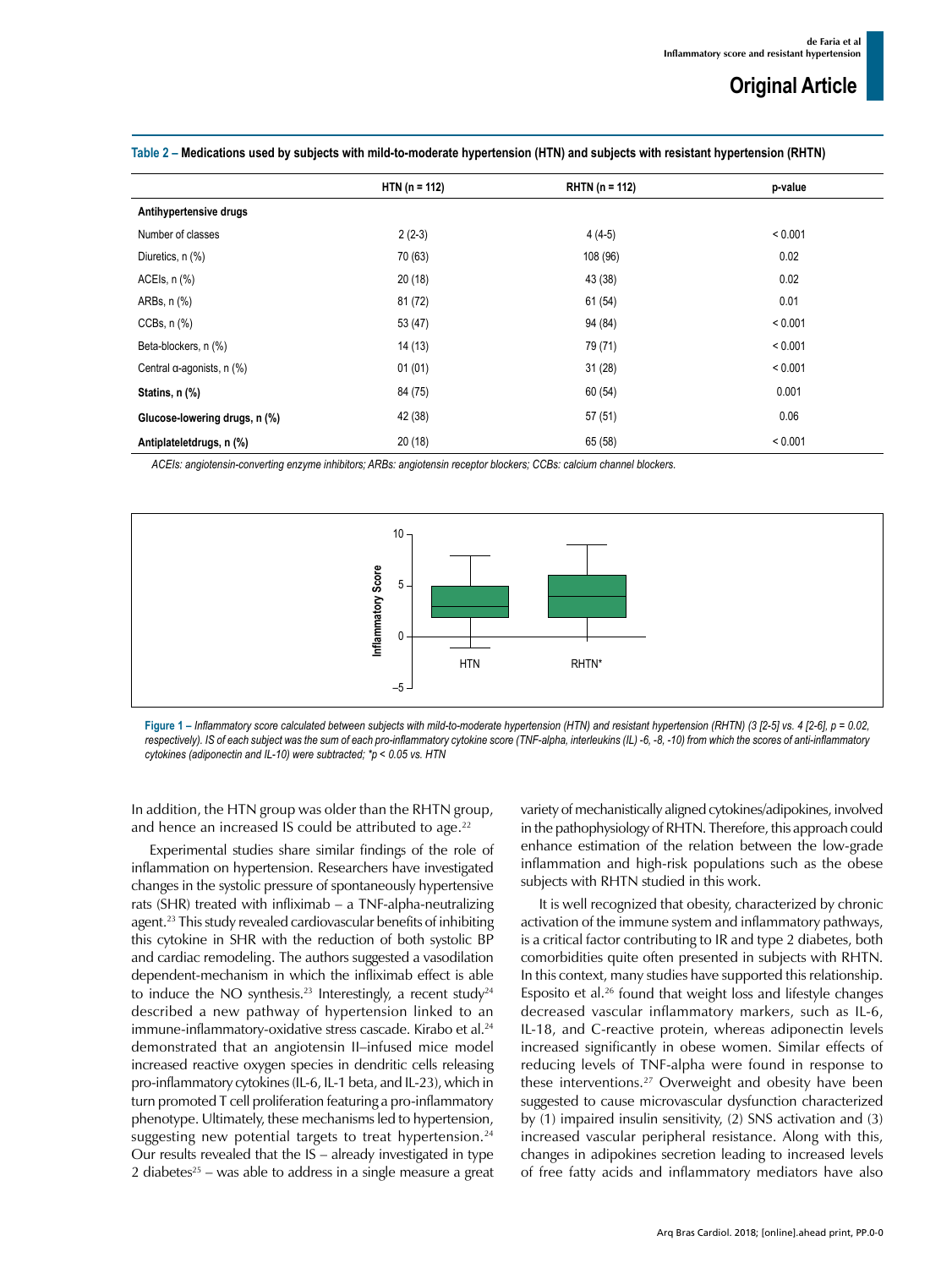**Table 2 – Medications used by subjects with mild-to-moderate hypertension (HTN) and subjects with resistant hypertension (RHTN)**

| | HTN (n = 112) | RHTN (n = 112) | p-value |
|---|---|---|---|
| **Antihypertensive drugs** | | | |
| Number of classes | 2 (2-3) | 4 (4-5) | < 0.001 |
| Diuretics, n (%) | 70 (63) | 108 (96) | 0.02 |
| ACEIs, n (%) | 20 (18) | 43 (38) | 0.02 |
| ARBs, n (%) | 81 (72) | 61 (54) | 0.01 |
| CCBs, n (%) | 53 (47) | 94 (84) | < 0.001 |
| Beta-blockers, n (%) | 14 (13) | 79 (71) | < 0.001 |
| Central α-agonists, n (%) | 01 (01) | 31 (28) | < 0.001 |
| **Statins, n (%)** | 84 (75) | 60 (54) | 0.001 |
| **Glucose-lowering drugs, n (%)** | 42 (38) | 57 (51) | 0.06 |
| **Antiplateletdrugs, n (%)** | 20 (18) | 65 (58) | < 0.001 |

*ACEIs: angiotensin-converting enzyme inhibitors; ARBs: angiotensin receptor blockers; CCBs: calcium channel blockers.*

Inflammatory Score
10
5
0
−5
HTN
RHTN*

**Figure 1** – *Inflammatory score calculated between subjects with mild-to-moderate hypertension (HTN) and resistant hypertension (RHTN) (3 [2-5] vs. 4 [2-6], p = 0.02, respectively). IS of each subject was the sum of each pro-inflammatory cytokine score (TNF-alpha, interleukins (IL) -6, -8, -10) from which the scores of anti-inflammatory cytokines (adiponectin and IL-10) were subtracted; \*p < 0.05 vs. HTN*

In addition, the HTN group was older than the RHTN group, and hence an increased IS could be attributed to age.[22]

Experimental studies share similar findings of the role of inflammation on hypertension. Researchers have investigated changes in the systolic pressure of spontaneously hypertensive rats (SHR) treated with infliximab – a TNF-alpha-neutralizing agent.[23] This study revealed cardiovascular benefits of inhibiting this cytokine in SHR with the reduction of both systolic BP and cardiac remodeling. The authors suggested a vasodilation dependent-mechanism in which the infliximab effect is able to induce the NO synthesis.[23] Interestingly, a recent study[24] described a new pathway of hypertension linked to an immune-inflammatory-oxidative stress cascade. Kirabo et al.[24] demonstrated that an angiotensin II–infused mice model increased reactive oxygen species in dendritic cells releasing pro-inflammatory cytokines (IL-6, IL-1 beta, and IL-23), which in turn promoted T cell proliferation featuring a pro-inflammatory phenotype. Ultimately, these mechanisms led to hypertension, suggesting new potential targets to treat hypertension.[24] Our results revealed that the IS – already investigated in type 2 diabetes[25] – was able to address in a single measure a great variety of mechanistically aligned cytokines/adipokines, involved in the pathophysiology of RHTN. Therefore, this approach could enhance estimation of the relation between the low-grade inflammation and high-risk populations such as the obese subjects with RHTN studied in this work.

It is well recognized that obesity, characterized by chronic activation of the immune system and inflammatory pathways, is a critical factor contributing to IR and type 2 diabetes, both comorbidities quite often presented in subjects with RHTN. In this context, many studies have supported this relationship. Esposito et al.[26] found that weight loss and lifestyle changes decreased vascular inflammatory markers, such as IL-6, IL-18, and C-reactive protein, whereas adiponectin levels increased significantly in obese women. Similar effects of reducing levels of TNF-alpha were found in response to these interventions.[27] Overweight and obesity have been suggested to cause microvascular dysfunction characterized by (1) impaired insulin sensitivity, (2) SNS activation and (3) increased vascular peripheral resistance. Along with this, changes in adipokines secretion leading to increased levels of free fatty acids and inflammatory mediators have also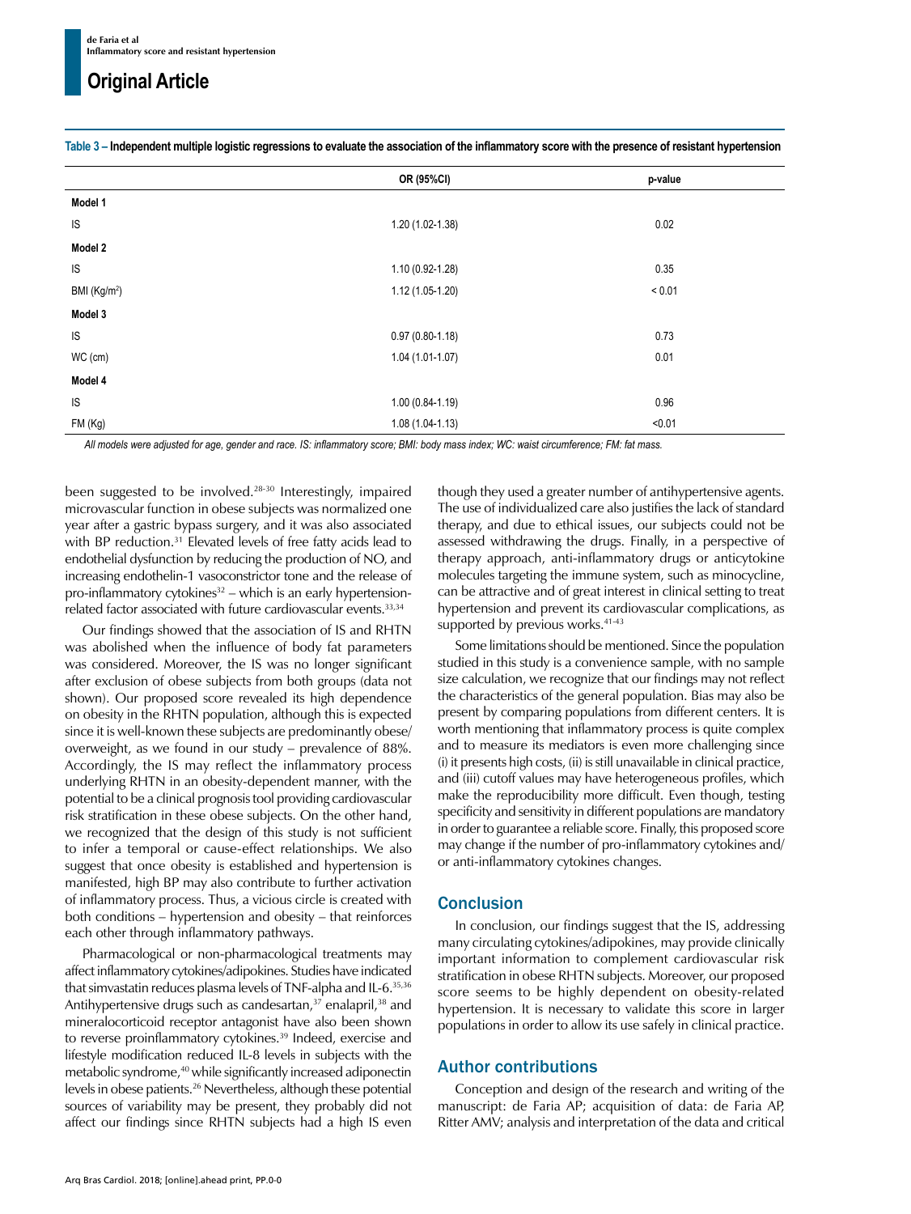**Table 3 – Independent multiple logistic regressions to evaluate the association of the inflammatory score with the presence of resistant hypertension**

| | OR (95%CI) | p-value |
|---|---|---|
| **Model 1** | | |
| IS | 1.20 (1.02-1.38) | 0.02 |
| **Model 2** | | |
| IS | 1.10 (0.92-1.28) | 0.35 |
| BMI (Kg/m²) | 1.12 (1.05-1.20) | < 0.01 |
| **Model 3** | | |
| IS | 0.97 (0.80-1.18) | 0.73 |
| WC (cm) | 1.04 (1.01-1.07) | 0.01 |
| **Model 4** | | |
| IS | 1.00 (0.84-1.19) | 0.96 |
| FM (Kg) | 1.08 (1.04-1.13) | <0.01 |

*All models were adjusted for age, gender and race. IS: inflammatory score; BMI: body mass index; WC: waist circumference; FM: fat mass.*

been suggested to be involved.[28-30] Interestingly, impaired microvascular function in obese subjects was normalized one year after a gastric bypass surgery, and it was also associated with BP reduction.[31] Elevated levels of free fatty acids lead to endothelial dysfunction by reducing the production of NO, and increasing endothelin-1 vasoconstrictor tone and the release of pro-inflammatory cytokines[32] – which is an early hypertension-related factor associated with future cardiovascular events.[33,34]

Our findings showed that the association of IS and RHTN was abolished when the influence of body fat parameters was considered. Moreover, the IS was no longer significant after exclusion of obese subjects from both groups (data not shown). Our proposed score revealed its high dependence on obesity in the RHTN population, although this is expected since it is well-known these subjects are predominantly obese/overweight, as we found in our study – prevalence of 88%. Accordingly, the IS may reflect the inflammatory process underlying RHTN in an obesity-dependent manner, with the potential to be a clinical prognosis tool providing cardiovascular risk stratification in these obese subjects. On the other hand, we recognized that the design of this study is not sufficient to infer a temporal or cause-effect relationships. We also suggest that once obesity is established and hypertension is manifested, high BP may also contribute to further activation of inflammatory process. Thus, a vicious circle is created with both conditions – hypertension and obesity – that reinforces each other through inflammatory pathways.

Pharmacological or non-pharmacological treatments may affect inflammatory cytokines/adipokines. Studies have indicated that simvastatin reduces plasma levels of TNF-alpha and IL-6.[35,36] Antihypertensive drugs such as candesartan,[37] enalapril,[38] and mineralocorticoid receptor antagonist have also been shown to reverse proinflammatory cytokines.[39] Indeed, exercise and lifestyle modification reduced IL-8 levels in subjects with the metabolic syndrome,[40] while significantly increased adiponectin levels in obese patients.[26] Nevertheless, although these potential sources of variability may be present, they probably did not affect our findings since RHTN subjects had a high IS even though they used a greater number of antihypertensive agents. The use of individualized care also justifies the lack of standard therapy, and due to ethical issues, our subjects could not be assessed withdrawing the drugs. Finally, in a perspective of therapy approach, anti-inflammatory drugs or anticytokine molecules targeting the immune system, such as minocycline, can be attractive and of great interest in clinical setting to treat hypertension and prevent its cardiovascular complications, as supported by previous works.[41-43]

Some limitations should be mentioned. Since the population studied in this study is a convenience sample, with no sample size calculation, we recognize that our findings may not reflect the characteristics of the general population. Bias may also be present by comparing populations from different centers. It is worth mentioning that inflammatory process is quite complex and to measure its mediators is even more challenging since (i) it presents high costs, (ii) is still unavailable in clinical practice, and (iii) cutoff values may have heterogeneous profiles, which make the reproducibility more difficult. Even though, testing specificity and sensitivity in different populations are mandatory in order to guarantee a reliable score. Finally, this proposed score may change if the number of pro-inflammatory cytokines and/or anti-inflammatory cytokines changes.

## Conclusion

In conclusion, our findings suggest that the IS, addressing many circulating cytokines/adipokines, may provide clinically important information to complement cardiovascular risk stratification in obese RHTN subjects. Moreover, our proposed score seems to be highly dependent on obesity-related hypertension. It is necessary to validate this score in larger populations in order to allow its use safely in clinical practice.

## Author contributions

Conception and design of the research and writing of the manuscript: de Faria AP; acquisition of data: de Faria AP, Ritter AMV; analysis and interpretation of the data and critical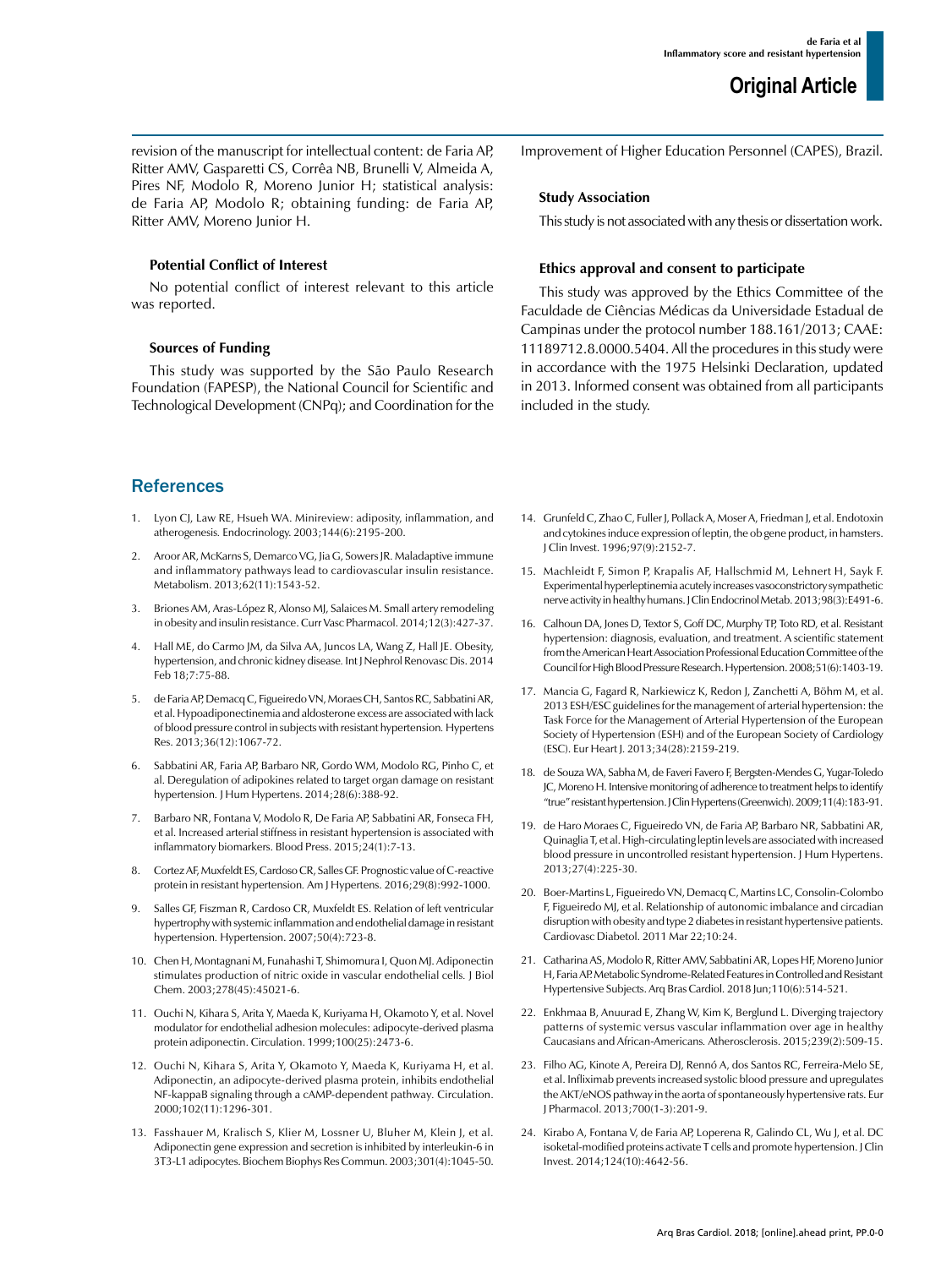revision of the manuscript for intellectual content: de Faria AP, Ritter AMV, Gasparetti CS, Corrêa NB, Brunelli V, Almeida A, Pires NF, Modolo R, Moreno Junior H; statistical analysis: de Faria AP, Modolo R; obtaining funding: de Faria AP, Ritter AMV, Moreno Junior H.

### Potential Conflict of Interest

No potential conflict of interest relevant to this article was reported.

### Sources of Funding

This study was supported by the São Paulo Research Foundation (FAPESP), the National Council for Scientific and Technological Development (CNPq); and Coordination for the Improvement of Higher Education Personnel (CAPES), Brazil.

### Study Association

This study is not associated with any thesis or dissertation work.

### Ethics approval and consent to participate

This study was approved by the Ethics Committee of the Faculdade de Ciências Médicas da Universidade Estadual de Campinas under the protocol number 188.161/2013; CAAE: 11189712.8.0000.5404. All the procedures in this study were in accordance with the 1975 Helsinki Declaration, updated in 2013. Informed consent was obtained from all participants included in the study.

## References

1. Lyon CJ, Law RE, Hsueh WA. Minireview: adiposity, inflammation, and atherogenesis. Endocrinology. 2003;144(6):2195-200.
2. Aroor AR, McKarns S, Demarco VG, Jia G, Sowers JR. Maladaptive immune and inflammatory pathways lead to cardiovascular insulin resistance. Metabolism. 2013;62(11):1543-52.
3. Briones AM, Aras-López R, Alonso MJ, Salaices M. Small artery remodeling in obesity and insulin resistance. Curr Vasc Pharmacol. 2014;12(3):427-37.
4. Hall ME, do Carmo JM, da Silva AA, Juncos LA, Wang Z, Hall JE. Obesity, hypertension, and chronic kidney disease. Int J Nephrol Renovasc Dis. 2014 Feb 18;7:75-88.
5. de Faria AP, Demacq C, Figueiredo VN, Moraes CH, Santos RC, Sabbatini AR, et al. Hypoadiponectinemia and aldosterone excess are associated with lack of blood pressure control in subjects with resistant hypertension. Hypertens Res. 2013;36(12):1067-72.
6. Sabbatini AR, Faria AP, Barbaro NR, Gordo WM, Modolo RG, Pinho C, et al. Deregulation of adipokines related to target organ damage on resistant hypertension. J Hum Hypertens. 2014;28(6):388-92.
7. Barbaro NR, Fontana V, Modolo R, De Faria AP, Sabbatini AR, Fonseca FH, et al. Increased arterial stiffness in resistant hypertension is associated with inflammatory biomarkers. Blood Press. 2015;24(1):7-13.
8. Cortez AF, Muxfeldt ES, Cardoso CR, Salles GF. Prognostic value of C-reactive protein in resistant hypertension. Am J Hypertens. 2016;29(8):992-1000.
9. Salles GF, Fiszman R, Cardoso CR, Muxfeldt ES. Relation of left ventricular hypertrophy with systemic inflammation and endothelial damage in resistant hypertension. Hypertension. 2007;50(4):723-8.
10. Chen H, Montagnani M, Funahashi T, Shimomura I, Quon MJ. Adiponectin stimulates production of nitric oxide in vascular endothelial cells. J Biol Chem. 2003;278(45):45021-6.
11. Ouchi N, Kihara S, Arita Y, Maeda K, Kuriyama H, Okamoto Y, et al. Novel modulator for endothelial adhesion molecules: adipocyte-derived plasma protein adiponectin. Circulation. 1999;100(25):2473-6.
12. Ouchi N, Kihara S, Arita Y, Okamoto Y, Maeda K, Kuriyama H, et al. Adiponectin, an adipocyte-derived plasma protein, inhibits endothelial NF-kappaB signaling through a cAMP-dependent pathway. Circulation. 2000;102(11):1296-301.
13. Fasshauer M, Kralisch S, Klier M, Lossner U, Bluher M, Klein J, et al. Adiponectin gene expression and secretion is inhibited by interleukin-6 in 3T3-L1 adipocytes. Biochem Biophys Res Commun. 2003;301(4):1045-50.
14. Grunfeld C, Zhao C, Fuller J, Pollack A, Moser A, Friedman J, et al. Endotoxin and cytokines induce expression of leptin, the ob gene product, in hamsters. J Clin Invest. 1996;97(9):2152-7.
15. Machleidt F, Simon P, Krapalis AF, Hallschmid M, Lehnert H, Sayk F. Experimental hyperleptinemia acutely increases vasoconstrictory sympathetic nerve activity in healthy humans. J Clin Endocrinol Metab. 2013;98(3):E491-6.
16. Calhoun DA, Jones D, Textor S, Goff DC, Murphy TP, Toto RD, et al. Resistant hypertension: diagnosis, evaluation, and treatment. A scientific statement from the American Heart Association Professional Education Committee of the Council for High Blood Pressure Research. Hypertension. 2008;51(6):1403-19.
17. Mancia G, Fagard R, Narkiewicz K, Redon J, Zanchetti A, Böhm M, et al. 2013 ESH/ESC guidelines for the management of arterial hypertension: the Task Force for the Management of Arterial Hypertension of the European Society of Hypertension (ESH) and of the European Society of Cardiology (ESC). Eur Heart J. 2013;34(28):2159-219.
18. de Souza WA, Sabha M, de Faveri Favero F, Bergsten-Mendes G, Yugar-Toledo JC, Moreno H. Intensive monitoring of adherence to treatment helps to identify "true" resistant hypertension. J Clin Hypertens (Greenwich). 2009;11(4):183-91.
19. de Haro Moraes C, Figueiredo VN, de Faria AP, Barbaro NR, Sabbatini AR, Quinaglia T, et al. High-circulating leptin levels are associated with increased blood pressure in uncontrolled resistant hypertension. J Hum Hypertens. 2013;27(4):225-30.
20. Boer-Martins L, Figueiredo VN, Demacq C, Martins LC, Consolin-Colombo F, Figueiredo MJ, et al. Relationship of autonomic imbalance and circadian disruption with obesity and type 2 diabetes in resistant hypertensive patients. Cardiovasc Diabetol. 2011 Mar 22;10:24.
21. Catharina AS, Modolo R, Ritter AMV, Sabbatini AR, Lopes HF, Moreno Junior H, Faria AP. Metabolic Syndrome-Related Features in Controlled and Resistant Hypertensive Subjects. Arq Bras Cardiol. 2018 Jun;110(6):514-521.
22. Enkhmaa B, Anuurad E, Zhang W, Kim K, Berglund L. Diverging trajectory patterns of systemic versus vascular inflammation over age in healthy Caucasians and African-Americans. Atherosclerosis. 2015;239(2):509-15.
23. Filho AG, Kinote A, Pereira DJ, Rennó A, dos Santos RC, Ferreira-Melo SE, et al. Infliximab prevents increased systolic blood pressure and upregulates the AKT/eNOS pathway in the aorta of spontaneously hypertensive rats. Eur J Pharmacol. 2013;700(1-3):201-9.
24. Kirabo A, Fontana V, de Faria AP, Loperena R, Galindo CL, Wu J, et al. DC isoketal-modified proteins activate T cells and promote hypertension. J Clin Invest. 2014;124(10):4642-56.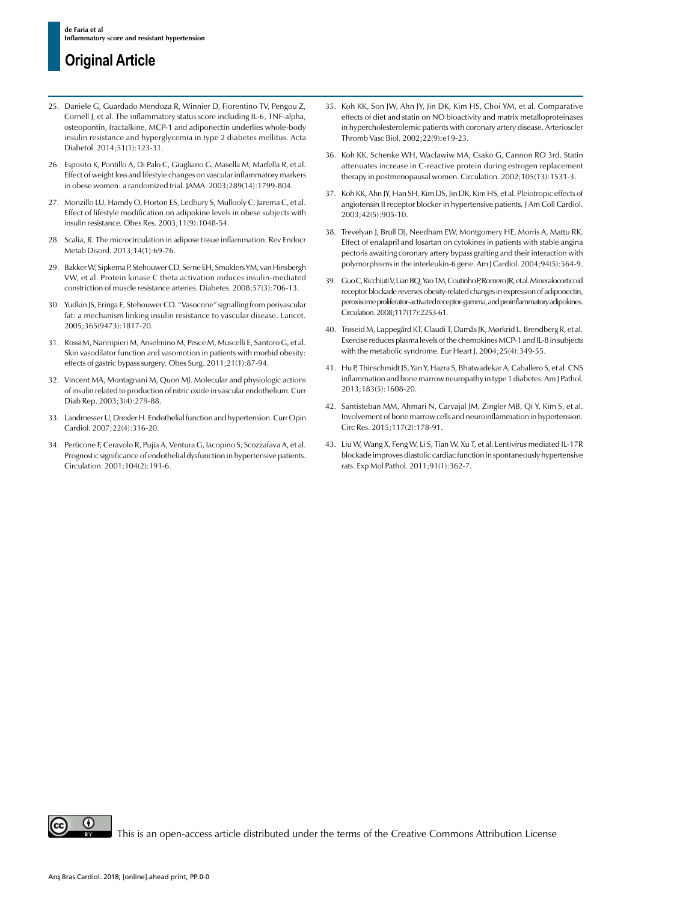25. Daniele G, Guardado Mendoza R, Winnier D, Fiorentino TV, Pengou Z, Cornell J, et al. The inflammatory status score including IL-6, TNF-alpha, osteopontin, fractalkine, MCP-1 and adiponectin underlies whole-body insulin resistance and hyperglycemia in type 2 diabetes mellitus. Acta Diabetol. 2014;51(1):123-31.

26. Esposito K, Pontillo A, Di Palo C, Giugliano G, Masella M, Marfella R, et al. Effect of weight loss and lifestyle changes on vascular inflammatory markers in obese women: a randomized trial. JAMA. 2003;289(14):1799-804.

27. Monzillo LU, Hamdy O, Horton ES, Ledbury S, Mullooly C, Jarema C, et al. Effect of lifestyle modification on adipokine levels in obese subjects with insulin resistance. Obes Res. 2003;11(9):1048-54.

28. Scalia, R. The microcirculation in adipose tissue inflammation. Rev Endocr Metab Disord. 2013;14(1):69-76.

29. Bakker W, Sipkema P, Stehouwer CD, Serne EH, Smulders YM, van Hinsbergh VW, et al. Protein kinase C theta activation induces insulin-mediated constriction of muscle resistance arteries. Diabetes. 2008;57(3):706-13.

30. Yudkin JS, Eringa E, Stehouwer CD. "Vasocrine" signalling from perivascular fat: a mechanism linking insulin resistance to vascular disease. Lancet. 2005;365(9473):1817-20.

31. Rossi M, Nannipieri M, Anselmino M, Pesce M, Muscelli E, Santoro G, et al. Skin vasodilator function and vasomotion in patients with morbid obesity: effects of gastric bypass surgery. Obes Surg. 2011;21(1):87-94.

32. Vincent MA, Montagnani M, Quon MJ. Molecular and physiologic actions of insulin related to production of nitric oxide in vascular endothelium. Curr Diab Rep. 2003;3(4):279-88.

33. Landmesser U, Drexler H. Endothelial function and hypertension. Curr Opin Cardiol. 2007;22(4):316-20.

34. Perticone F, Ceravolo R, Pujia A, Ventura G, Iacopino S, Scozzafava A, et al. Prognostic significance of endothelial dysfunction in hypertensive patients. Circulation. 2001;104(2):191-6.

35. Koh KK, Son JW, Ahn JY, Jin DK, Kim HS, Choi YM, et al. Comparative effects of diet and statin on NO bioactivity and matrix metalloproteinases in hypercholesterolemic patients with coronary artery disease. Arterioscler Thromb Vasc Biol. 2002;22(9):e19-23.

36. Koh KK, Schenke WH, Waclawiw MA, Csako G, Cannon RO 3rd. Statin attenuates increase in C-reactive protein during estrogen replacement therapy in postmenopausal women. Circulation. 2002;105(13):1531-3.

37. Koh KK, Ahn JY, Han SH, Kim DS, Jin DK, Kim HS, et al. Pleiotropic effects of angiotensin II receptor blocker in hypertensive patients. J Am Coll Cardiol. 2003;42(5):905-10.

38. Trevelyan J, Brull DJ, Needham EW, Montgomery HE, Morris A, Mattu RK. Effect of enalapril and losartan on cytokines in patients with stable angina pectoris awaiting coronary artery bypass grafting and their interaction with polymorphisms in the interleukin-6 gene. Am J Cardiol. 2004;94(5):564-9.

39. Guo C, Ricchiuti V, Lian BQ, Yao TM, Coutinho P, Romero JR, et al. Mineralocorticoid receptor blockade reverses obesity-related changes in expression of adiponectin, peroxisome proliferator-activated receptor-gamma, and proinflammatory adipokines. Circulation. 2008;117(17):2253-61.

40. Trøseid M, Lappegård KT, Claudi T, Damås JK, Mørkrid L, Brendberg R, et al. Exercise reduces plasma levels of the chemokines MCP-1 and IL-8 in subjects with the metabolic syndrome. Eur Heart J. 2004;25(4):349-55.

41. Hu P, Thinschmidt JS, Yan Y, Hazra S, Bhatwadekar A, Caballero S, et al. CNS inflammation and bone marrow neuropathy in type 1 diabetes. Am J Pathol. 2013;183(5):1608-20.

42. Santisteban MM, Ahmari N, Carvajal JM, Zingler MB, Qi Y, Kim S, et al. Involvement of bone marrow cells and neuroinflammation in hypertension. Circ Res. 2015;117(2):178-91.

43. Liu W, Wang X, Feng W, Li S, Tian W, Xu T, et al. Lentivirus mediated IL-17R blockade improves diastolic cardiac function in spontaneously hypertensive rats. Exp Mol Pathol. 2011;91(1):362-7.

This is an open-access article distributed under the terms of the Creative Commons Attribution License